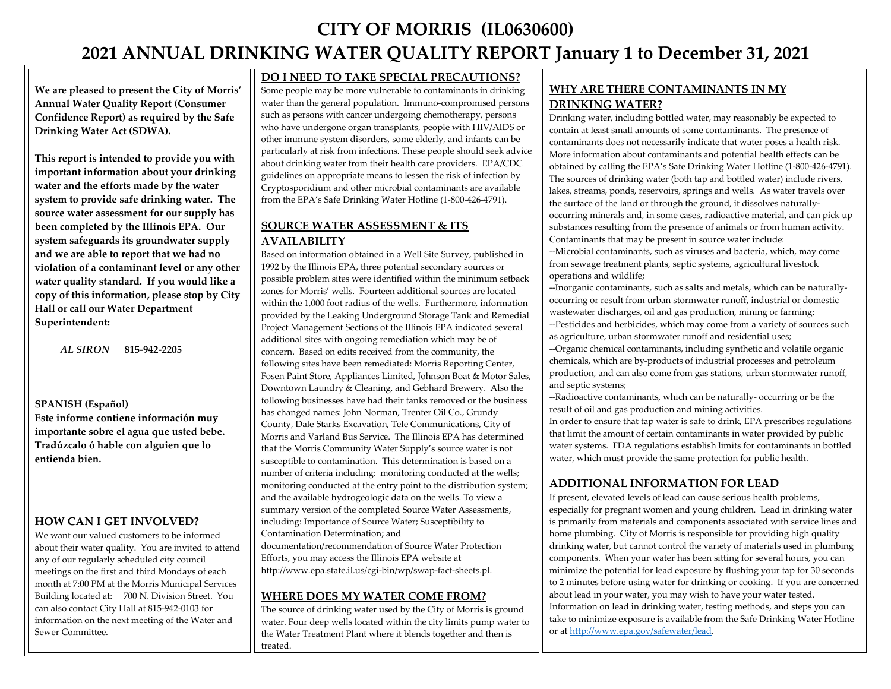# CITY OF MORRIS (IL0630600)

# 2021 ANNUAL DRINKING WATER QUALITY REPORT January 1 to December 31, 2021

**We are pleased to present the City of Morris' Annual Water Quality Report (Consumer Confidence Report) as required by the Safe Drinking Water Act (SDWA).**

**This report is intended to provide you with important information about your drinking water and the efforts made by the water system to provide safe drinking water. The source water assessment for our supply has been completed by the Illinois EPA. Our system safeguards its groundwater supply and we are able to report that we had no violation of a contaminant level or any other water quality standard. If you would like a copy of this information, please stop by City Hall or call our Water Department Superintendent:**

***AL SIRON*** **815-942-2205**

**SPANISH (Español)**

**Este informe contiene información muy importante sobre el agua que usted bebe. Tradúzcalo ó hable con alguien que lo entienda bien.**

## HOW CAN I GET INVOLVED?

We want our valued customers to be informed about their water quality. You are invited to attend any of our regularly scheduled city council meetings on the first and third Mondays of each month at 7:00 PM at the Morris Municipal Services Building located at: 700 N. Division Street. You can also contact City Hall at 815-942-0103 for information on the next meeting of the Water and Sewer Committee.

## DO I NEED TO TAKE SPECIAL PRECAUTIONS?

Some people may be more vulnerable to contaminants in drinking water than the general population. Immuno-compromised persons such as persons with cancer undergoing chemotherapy, persons who have undergone organ transplants, people with HIV/AIDS or other immune system disorders, some elderly, and infants can be particularly at risk from infections. These people should seek advice about drinking water from their health care providers. EPA/CDC guidelines on appropriate means to lessen the risk of infection by Cryptosporidium and other microbial contaminants are available from the EPA's Safe Drinking Water Hotline (1-800-426-4791).

## SOURCE WATER ASSESSMENT & ITS AVAILABILITY

Based on information obtained in a Well Site Survey, published in 1992 by the Illinois EPA, three potential secondary sources or possible problem sites were identified within the minimum setback zones for Morris' wells. Fourteen additional sources are located within the 1,000 foot radius of the wells. Furthermore, information provided by the Leaking Underground Storage Tank and Remedial Project Management Sections of the Illinois EPA indicated several additional sites with ongoing remediation which may be of concern. Based on edits received from the community, the following sites have been remediated: Morris Reporting Center, Fosen Paint Store, Appliances Limited, Johnson Boat & Motor Sales, Downtown Laundry & Cleaning, and Gebhard Brewery. Also the following businesses have had their tanks removed or the business has changed names: John Norman, Trenter Oil Co., Grundy County, Dale Starks Excavation, Tele Communications, City of Morris and Varland Bus Service. The Illinois EPA has determined that the Morris Community Water Supply's source water is not susceptible to contamination. This determination is based on a number of criteria including: monitoring conducted at the wells; monitoring conducted at the entry point to the distribution system; and the available hydrogeologic data on the wells. To view a summary version of the completed Source Water Assessments, including: Importance of Source Water; Susceptibility to Contamination Determination; and documentation/recommendation of Source Water Protection Efforts, you may access the Illinois EPA website at http://www.epa.state.il.us/cgi-bin/wp/swap-fact-sheets.pl.

## WHERE DOES MY WATER COME FROM?

The source of drinking water used by the City of Morris is ground water. Four deep wells located within the city limits pump water to the Water Treatment Plant where it blends together and then is treated.

## WHY ARE THERE CONTAMINANTS IN MY DRINKING WATER?

Drinking water, including bottled water, may reasonably be expected to contain at least small amounts of some contaminants. The presence of contaminants does not necessarily indicate that water poses a health risk. More information about contaminants and potential health effects can be obtained by calling the EPA's Safe Drinking Water Hotline (1-800-426-4791). The sources of drinking water (both tap and bottled water) include rivers, lakes, streams, ponds, reservoirs, springs and wells. As water travels over the surface of the land or through the ground, it dissolves naturally-occurring minerals and, in some cases, radioactive material, and can pick up substances resulting from the presence of animals or from human activity. Contaminants that may be present in source water include:

--Microbial contaminants, such as viruses and bacteria, which, may come from sewage treatment plants, septic systems, agricultural livestock operations and wildlife;

--Inorganic contaminants, such as salts and metals, which can be naturally-occurring or result from urban stormwater runoff, industrial or domestic wastewater discharges, oil and gas production, mining or farming;

--Pesticides and herbicides, which may come from a variety of sources such as agriculture, urban stormwater runoff and residential uses;

--Organic chemical contaminants, including synthetic and volatile organic chemicals, which are by-products of industrial processes and petroleum production, and can also come from gas stations, urban stormwater runoff, and septic systems;

--Radioactive contaminants, which can be naturally- occurring or be the result of oil and gas production and mining activities.

In order to ensure that tap water is safe to drink, EPA prescribes regulations that limit the amount of certain contaminants in water provided by public water systems. FDA regulations establish limits for contaminants in bottled water, which must provide the same protection for public health.

## ADDITIONAL INFORMATION FOR LEAD

If present, elevated levels of lead can cause serious health problems, especially for pregnant women and young children. Lead in drinking water is primarily from materials and components associated with service lines and home plumbing. City of Morris is responsible for providing high quality drinking water, but cannot control the variety of materials used in plumbing components. When your water has been sitting for several hours, you can minimize the potential for lead exposure by flushing your tap for 30 seconds to 2 minutes before using water for drinking or cooking. If you are concerned about lead in your water, you may wish to have your water tested. Information on lead in drinking water, testing methods, and steps you can take to minimize exposure is available from the Safe Drinking Water Hotline or at http://www.epa.gov/safewater/lead.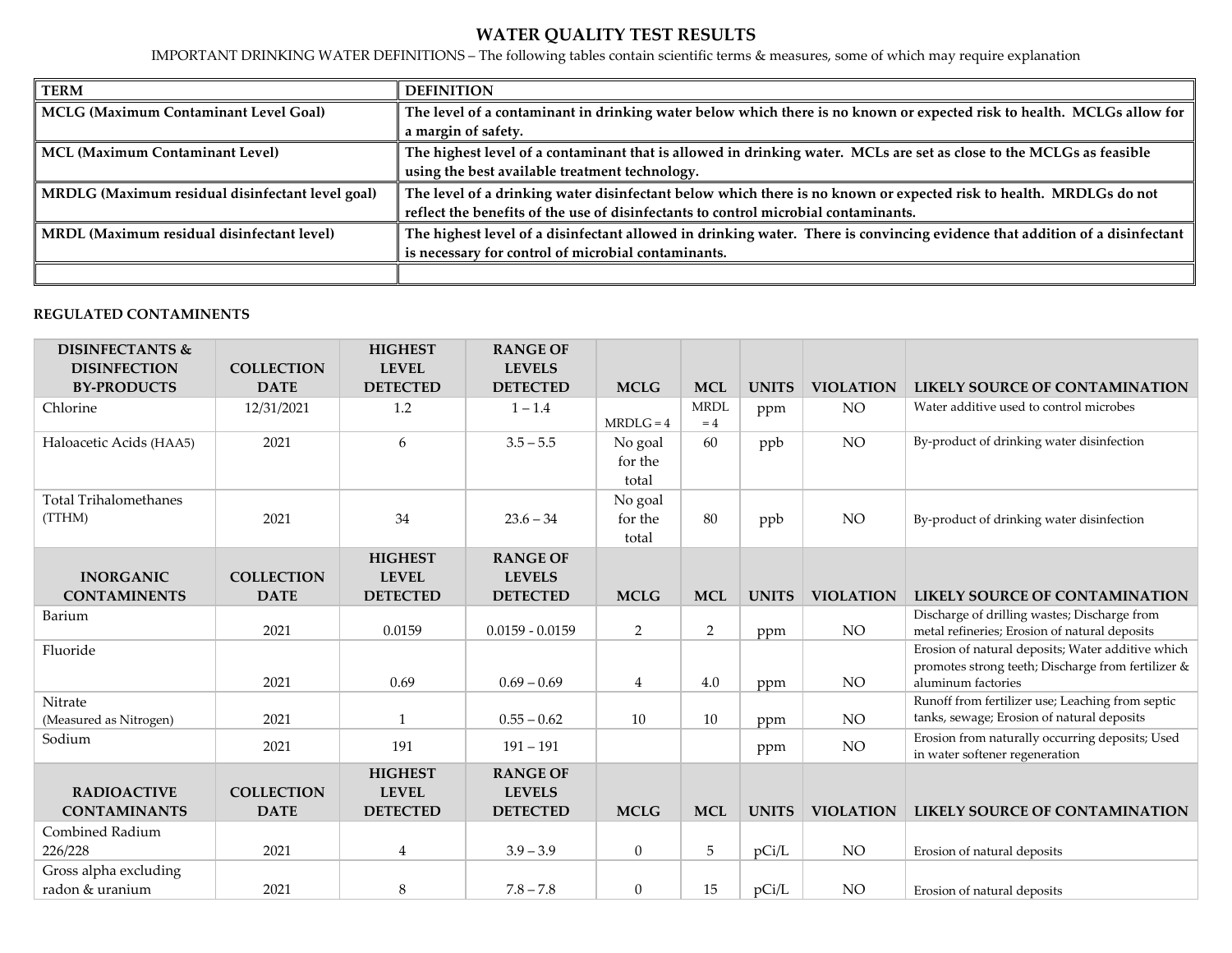## WATER QUALITY TEST RESULTS

IMPORTANT DRINKING WATER DEFINITIONS – The following tables contain scientific terms & measures, some of which may require explanation

| TERM | DEFINITION |
|---|---|
| MCLG (Maximum Contaminant Level Goal) | The level of a contaminant in drinking water below which there is no known or expected risk to health. MCLGs allow for a margin of safety. |
| MCL (Maximum Contaminant Level) | The highest level of a contaminant that is allowed in drinking water. MCLs are set as close to the MCLGs as feasible using the best available treatment technology. |
| MRDLG (Maximum residual disinfectant level goal) | The level of a drinking water disinfectant below which there is no known or expected risk to health. MRDLGs do not reflect the benefits of the use of disinfectants to control microbial contaminants. |
| MRDL (Maximum residual disinfectant level) | The highest level of a disinfectant allowed in drinking water. There is convincing evidence that addition of a disinfectant is necessary for control of microbial contaminants. |
| | |

**REGULATED CONTAMINENTS**

| DISINFECTANTS & DISINFECTION BY-PRODUCTS | COLLECTION DATE | HIGHEST LEVEL DETECTED | RANGE OF LEVELS DETECTED | MCLG | MCL | UNITS | VIOLATION | LIKELY SOURCE OF CONTAMINATION |
|---|---|---|---|---|---|---|---|---|
| Chlorine | 12/31/2021 | 1.2 | 1 – 1.4 | MRDLG = 4 | MRDL = 4 | ppm | NO | Water additive used to control microbes |
| Haloacetic Acids (HAA5) | 2021 | 6 | 3.5 – 5.5 | No goal for the total | 60 | ppb | NO | By-product of drinking water disinfection |
| Total Trihalomethanes (TTHM) | 2021 | 34 | 23.6 – 34 | No goal for the total | 80 | ppb | NO | By-product of drinking water disinfection |
| **INORGANIC CONTAMINENTS** | **COLLECTION DATE** | **HIGHEST LEVEL DETECTED** | **RANGE OF LEVELS DETECTED** | **MCLG** | **MCL** | **UNITS** | **VIOLATION** | **LIKELY SOURCE OF CONTAMINATION** |
| Barium | 2021 | 0.0159 | 0.0159 - 0.0159 | 2 | 2 | ppm | NO | Discharge of drilling wastes; Discharge from metal refineries; Erosion of natural deposits |
| Fluoride | 2021 | 0.69 | 0.69 – 0.69 | 4 | 4.0 | ppm | NO | Erosion of natural deposits; Water additive which promotes strong teeth; Discharge from fertilizer & aluminum factories |
| Nitrate (Measured as Nitrogen) | 2021 | 1 | 0.55 – 0.62 | 10 | 10 | ppm | NO | Runoff from fertilizer use; Leaching from septic tanks, sewage; Erosion of natural deposits |
| Sodium | 2021 | 191 | 191 – 191 | | | ppm | NO | Erosion from naturally occurring deposits; Used in water softener regeneration |
| **RADIOACTIVE CONTAMINANTS** | **COLLECTION DATE** | **HIGHEST LEVEL DETECTED** | **RANGE OF LEVELS DETECTED** | **MCLG** | **MCL** | **UNITS** | **VIOLATION** | **LIKELY SOURCE OF CONTAMINATION** |
| Combined Radium 226/228 | 2021 | 4 | 3.9 – 3.9 | 0 | 5 | pCi/L | NO | Erosion of natural deposits |
| Gross alpha excluding radon & uranium | 2021 | 8 | 7.8 – 7.8 | 0 | 15 | pCi/L | NO | Erosion of natural deposits |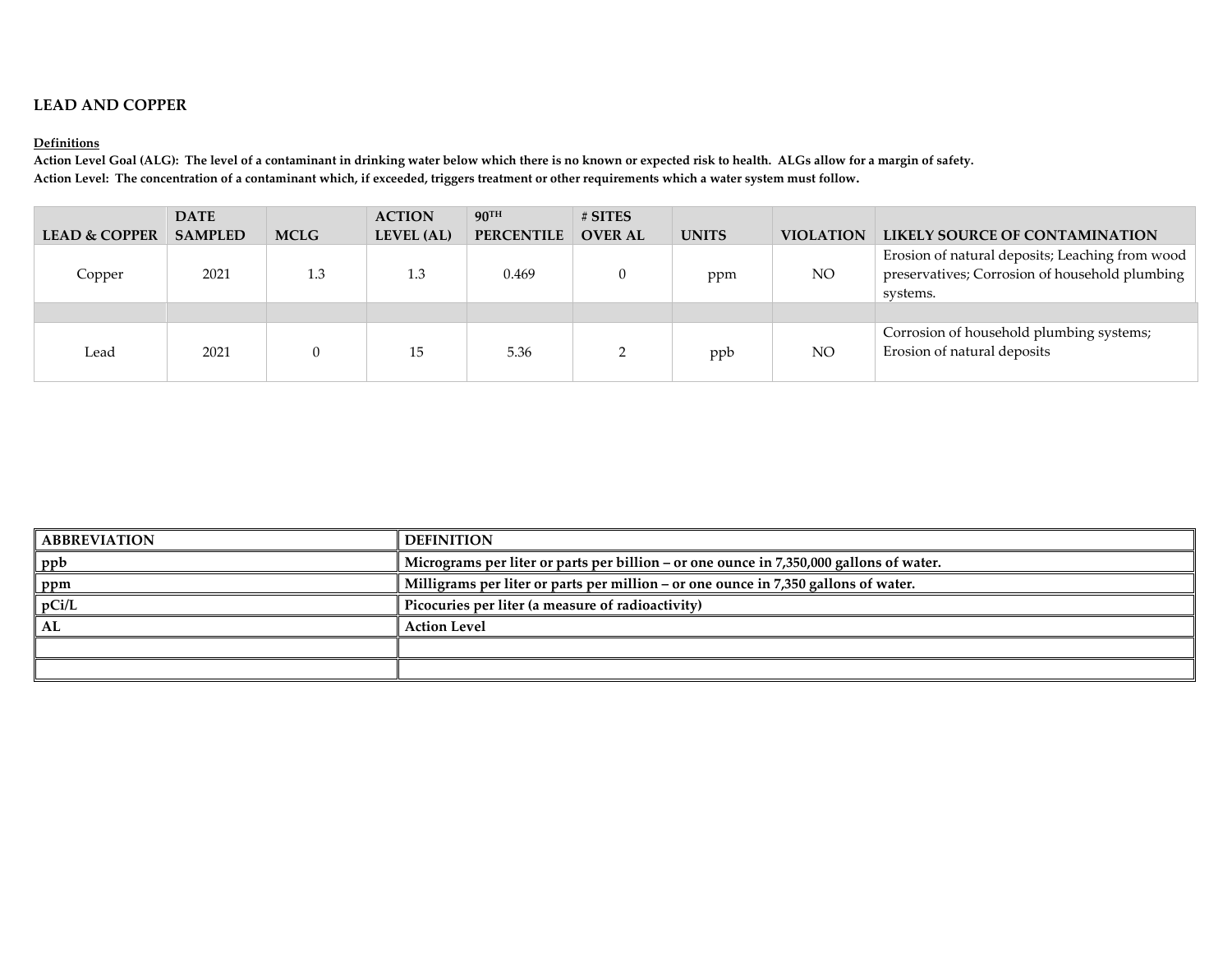## LEAD AND COPPER

**Definitions**

**Action Level Goal (ALG): The level of a contaminant in drinking water below which there is no known or expected risk to health. ALGs allow for a margin of safety.**

**Action Level: The concentration of a contaminant which, if exceeded, triggers treatment or other requirements which a water system must follow.**

| LEAD & COPPER | DATE SAMPLED | MCLG | ACTION LEVEL (AL) | 90TH PERCENTILE | # SITES OVER AL | UNITS | VIOLATION | LIKELY SOURCE OF CONTAMINATION |
|---|---|---|---|---|---|---|---|---|
| Copper | 2021 | 1.3 | 1.3 | 0.469 | 0 | ppm | NO | Erosion of natural deposits; Leaching from wood preservatives; Corrosion of household plumbing systems. |
| | | | | | | | | |
| Lead | 2021 | 0 | 15 | 5.36 | 2 | ppb | NO | Corrosion of household plumbing systems; Erosion of natural deposits |

| ABBREVIATION | DEFINITION |
|---|---|
| ppb | Micrograms per liter or parts per billion – or one ounce in 7,350,000 gallons of water. |
| ppm | Milligrams per liter or parts per million – or one ounce in 7,350 gallons of water. |
| pCi/L | Picocuries per liter (a measure of radioactivity) |
| AL | Action Level |
| | |
| | |